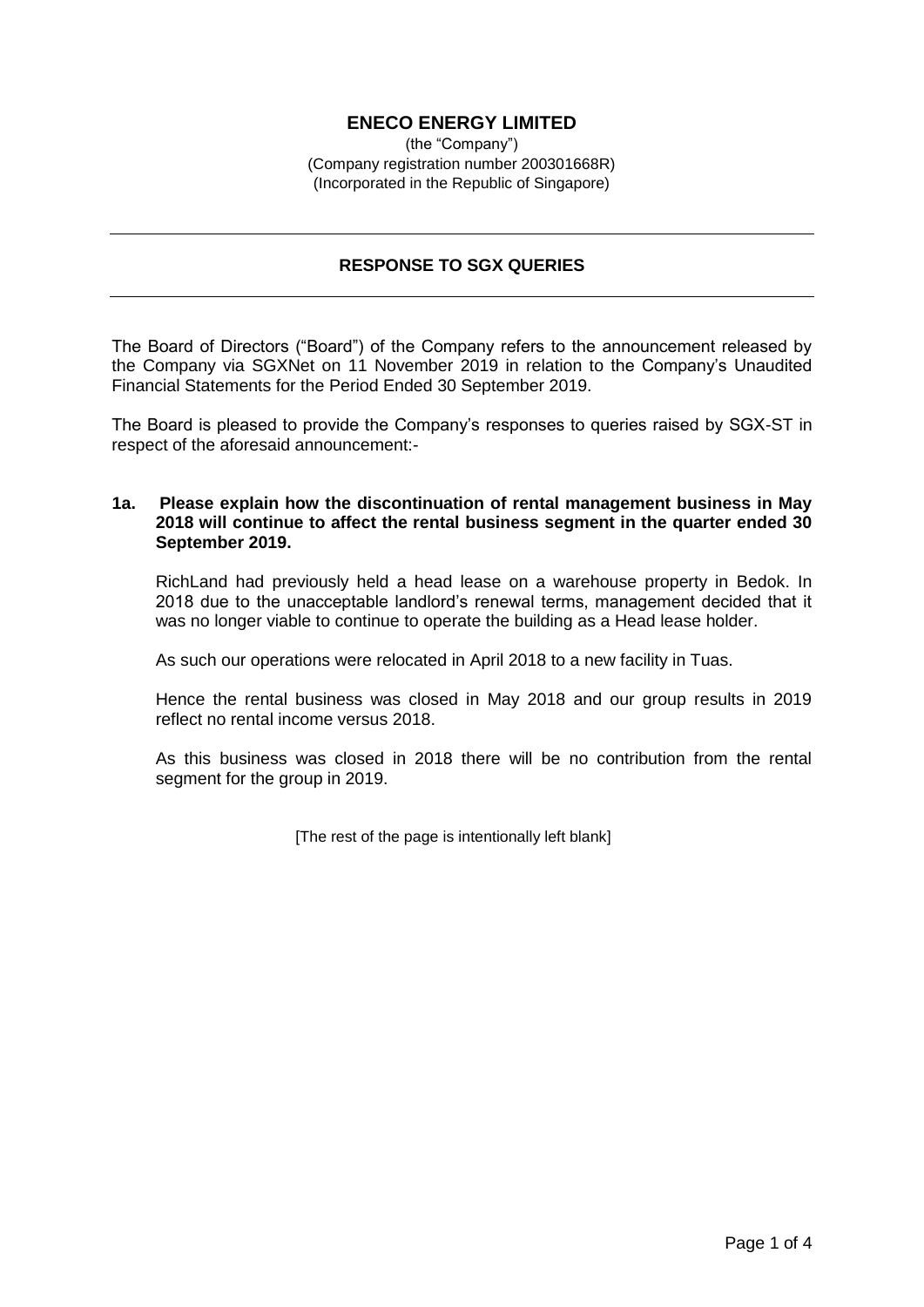# ENECO ENERGY LIMITED

(the "Company")
(Company registration number 200301668R)
(Incorporated in the Republic of Singapore)

---

## RESPONSE TO SGX QUERIES

---

The Board of Directors ("Board") of the Company refers to the announcement released by the Company via SGXNet on 11 November 2019 in relation to the Company's Unaudited Financial Statements for the Period Ended 30 September 2019.

The Board is pleased to provide the Company's responses to queries raised by SGX-ST in respect of the aforesaid announcement:-

**1a. Please explain how the discontinuation of rental management business in May 2018 will continue to affect the rental business segment in the quarter ended 30 September 2019.**

RichLand had previously held a head lease on a warehouse property in Bedok. In 2018 due to the unacceptable landlord's renewal terms, management decided that it was no longer viable to continue to operate the building as a Head lease holder.

As such our operations were relocated in April 2018 to a new facility in Tuas.

Hence the rental business was closed in May 2018 and our group results in 2019 reflect no rental income versus 2018.

As this business was closed in 2018 there will be no contribution from the rental segment for the group in 2019.

[The rest of the page is intentionally left blank]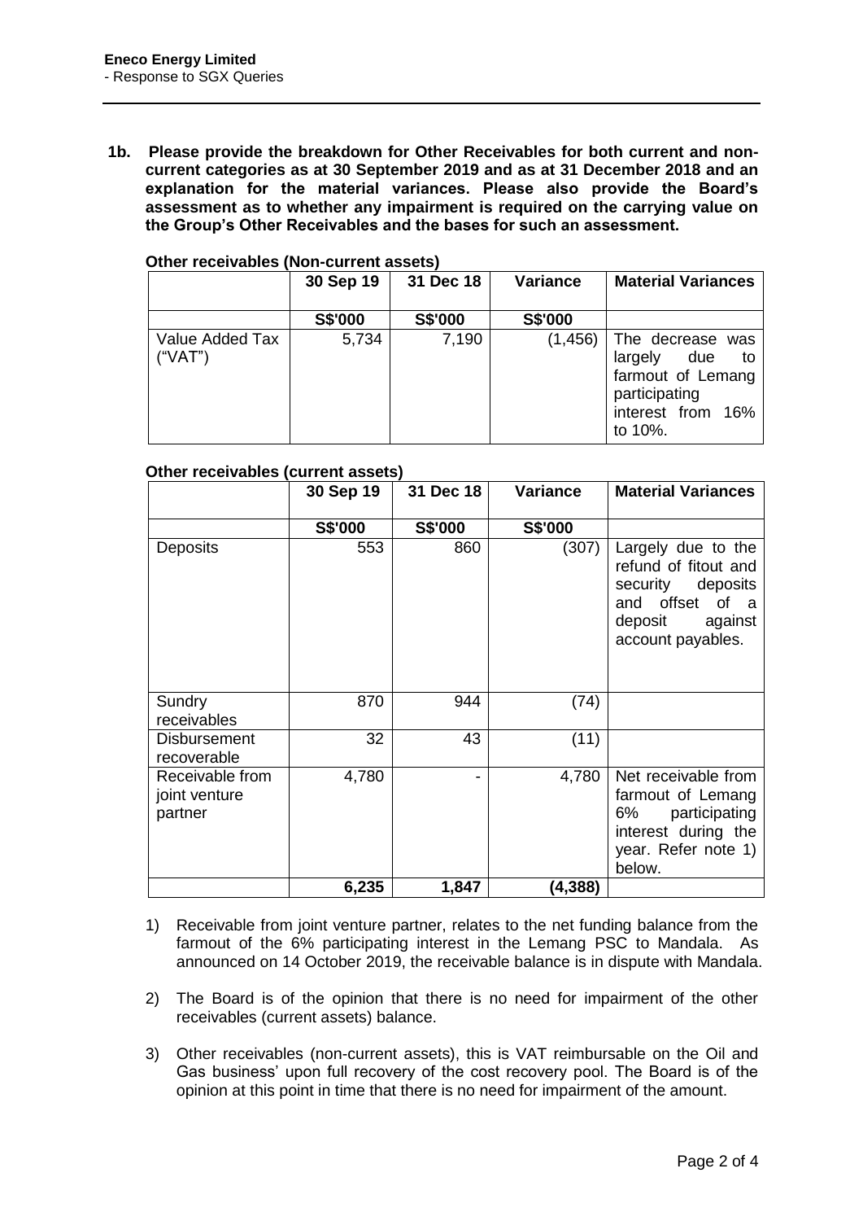**1b. Please provide the breakdown for Other Receivables for both current and non-current categories as at 30 September 2019 and as at 31 December 2018 and an explanation for the material variances. Please also provide the Board's assessment as to whether any impairment is required on the carrying value on the Group's Other Receivables and the bases for such an assessment.**

**Other receivables (Non-current assets)**

| | 30 Sep 19 | 31 Dec 18 | Variance | Material Variances |
|---|---|---|---|---|
| | S$'000 | S$'000 | S$'000 | |
| Value Added Tax ("VAT") | 5,734 | 7,190 | (1,456) | The decrease was largely due to farmout of Lemang participating interest from 16% to 10%. |

**Other receivables (current assets)**

| | 30 Sep 19 | 31 Dec 18 | Variance | Material Variances |
|---|---|---|---|---|
| | S$'000 | S$'000 | S$'000 | |
| Deposits | 553 | 860 | (307) | Largely due to the refund of fitout and security deposits and offset of a deposit against account payables. |
| Sundry receivables | 870 | 944 | (74) | |
| Disbursement recoverable | 32 | 43 | (11) | |
| Receivable from joint venture partner | 4,780 | - | 4,780 | Net receivable from farmout of Lemang 6% participating interest during the year. Refer note 1) below. |
| | **6,235** | **1,847** | **(4,388)** | |

1) Receivable from joint venture partner, relates to the net funding balance from the farmout of the 6% participating interest in the Lemang PSC to Mandala. As announced on 14 October 2019, the receivable balance is in dispute with Mandala.

2) The Board is of the opinion that there is no need for impairment of the other receivables (current assets) balance.

3) Other receivables (non-current assets), this is VAT reimbursable on the Oil and Gas business' upon full recovery of the cost recovery pool. The Board is of the opinion at this point in time that there is no need for impairment of the amount.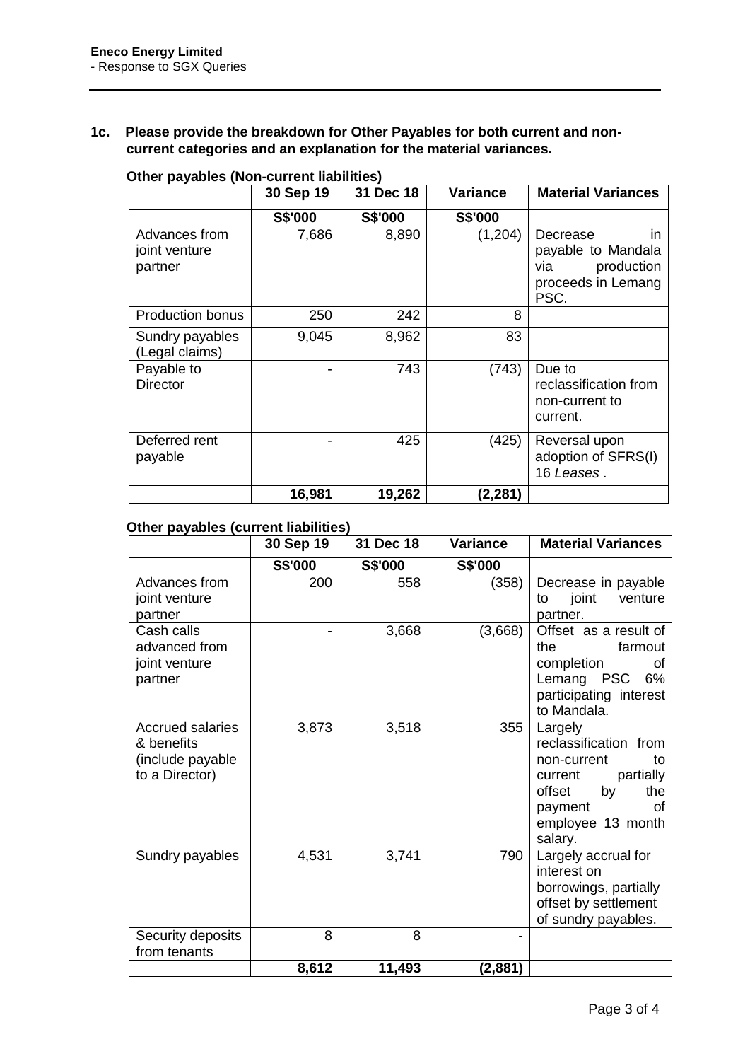**Eneco Energy Limited**
- Response to SGX Queries

---

**1c. Please provide the breakdown for Other Payables for both current and non-current categories and an explanation for the material variances.**

**Other payables (Non-current liabilities)**

| | 30 Sep 19 | 31 Dec 18 | Variance | Material Variances |
|---|---|---|---|---|
| | **S$'000** | **S$'000** | **S$'000** | |
| Advances from joint venture partner | 7,686 | 8,890 | (1,204) | Decrease in payable to Mandala via production proceeds in Lemang PSC. |
| Production bonus | 250 | 242 | 8 | |
| Sundry payables (Legal claims) | 9,045 | 8,962 | 83 | |
| Payable to Director | - | 743 | (743) | Due to reclassification from non-current to current. |
| Deferred rent payable | - | 425 | (425) | Reversal upon adoption of SFRS(I) 16 *Leases* . |
| | **16,981** | **19,262** | **(2,281)** | |

**Other payables (current liabilities)**

| | 30 Sep 19 | 31 Dec 18 | Variance | Material Variances |
|---|---|---|---|---|
| | **S$'000** | **S$'000** | **S$'000** | |
| Advances from joint venture partner | 200 | 558 | (358) | Decrease in payable to joint venture partner. |
| Cash calls advanced from joint venture partner | - | 3,668 | (3,668) | Offset as a result of the farmout completion of Lemang PSC 6% participating interest to Mandala. |
| Accrued salaries & benefits (include payable to a Director) | 3,873 | 3,518 | 355 | Largely reclassification from non-current to current partially offset by the payment of employee 13 month salary. |
| Sundry payables | 4,531 | 3,741 | 790 | Largely accrual for interest on borrowings, partially offset by settlement of sundry payables. |
| Security deposits from tenants | 8 | 8 | - | |
| | **8,612** | **11,493** | **(2,881)** | |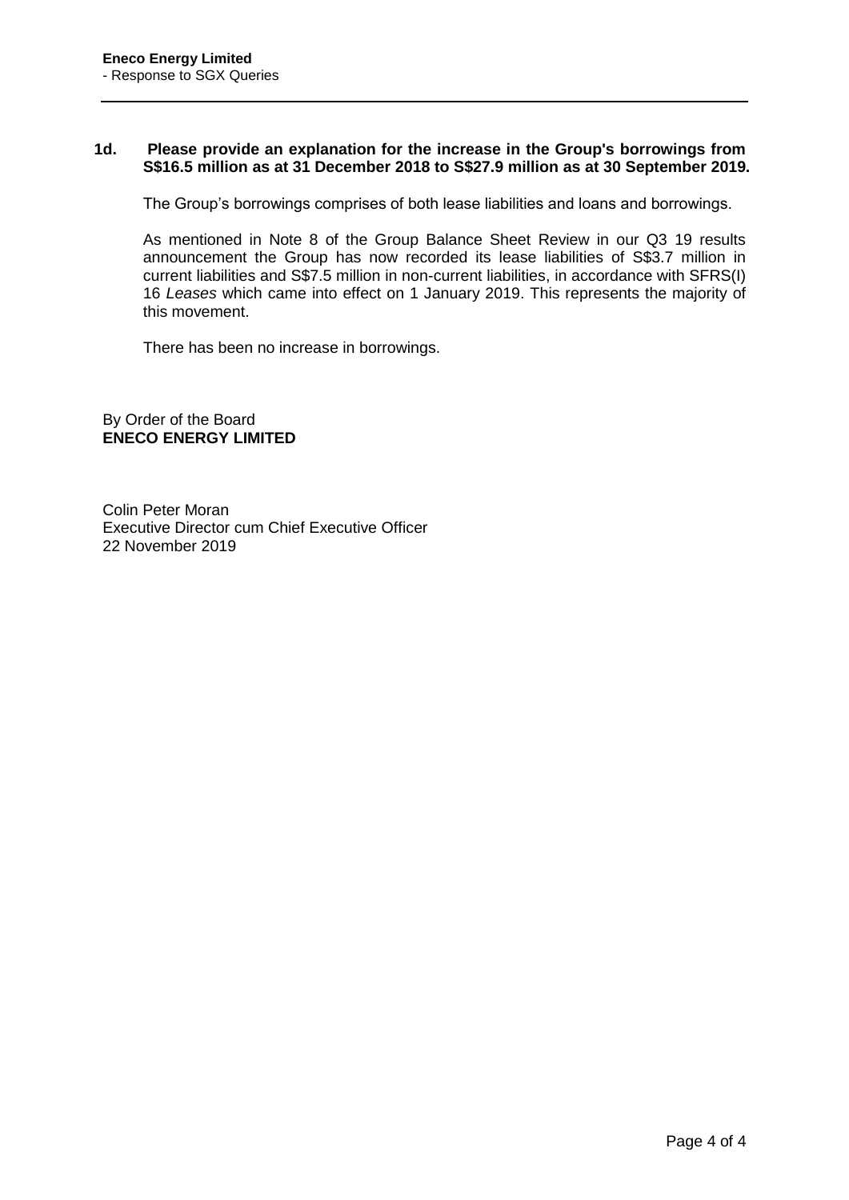**1d. Please provide an explanation for the increase in the Group's borrowings from S$16.5 million as at 31 December 2018 to S$27.9 million as at 30 September 2019.**

The Group's borrowings comprises of both lease liabilities and loans and borrowings.

As mentioned in Note 8 of the Group Balance Sheet Review in our Q3 19 results announcement the Group has now recorded its lease liabilities of S$3.7 million in current liabilities and S$7.5 million in non-current liabilities, in accordance with SFRS(I) 16 *Leases* which came into effect on 1 January 2019. This represents the majority of this movement.

There has been no increase in borrowings.

By Order of the Board
**ENECO ENERGY LIMITED**

Colin Peter Moran
Executive Director cum Chief Executive Officer
22 November 2019